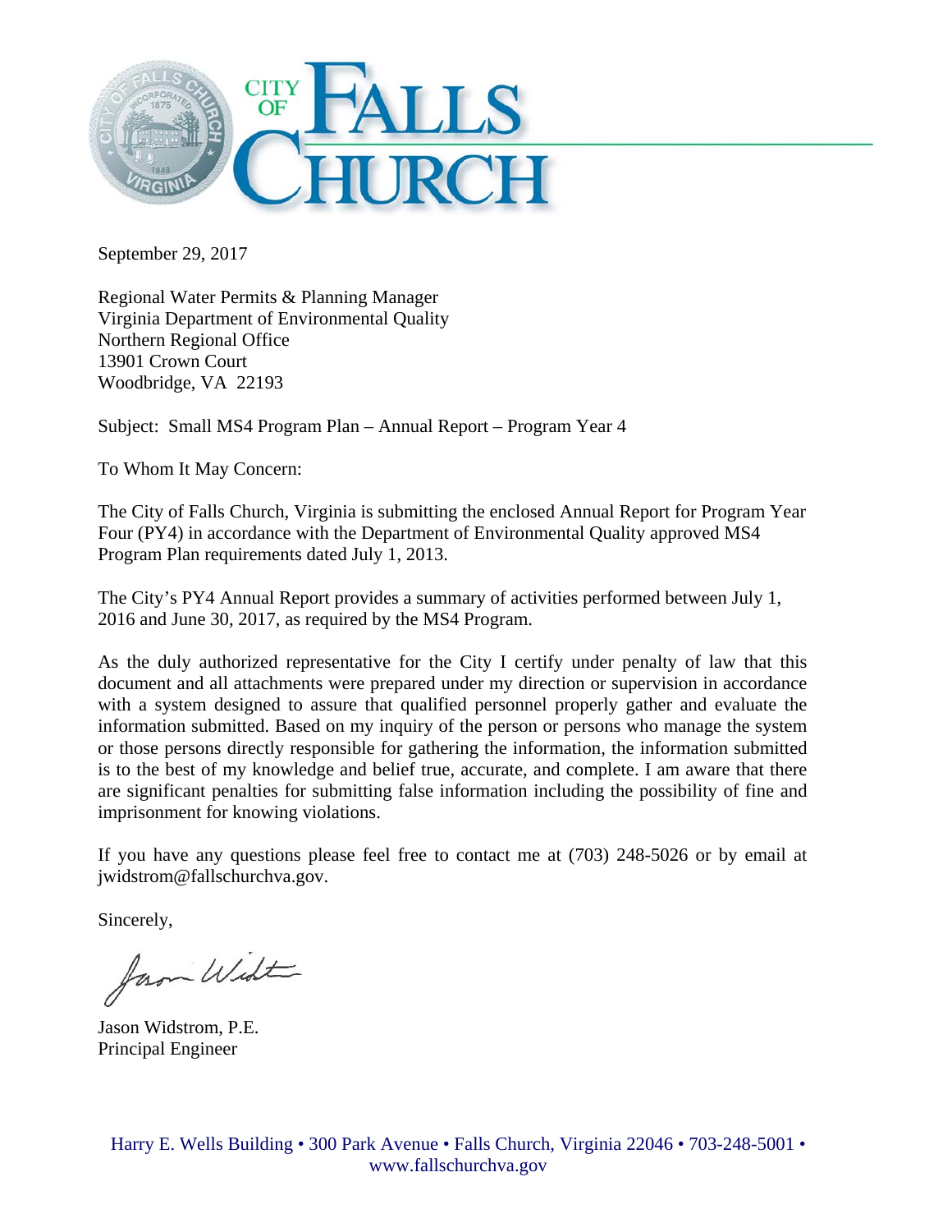# CITY OF FALLS CHURCH

September 29, 2017

Regional Water Permits & Planning Manager
Virginia Department of Environmental Quality
Northern Regional Office
13901 Crown Court
Woodbridge, VA 22193

Subject: Small MS4 Program Plan – Annual Report – Program Year 4

To Whom It May Concern:

The City of Falls Church, Virginia is submitting the enclosed Annual Report for Program Year Four (PY4) in accordance with the Department of Environmental Quality approved MS4 Program Plan requirements dated July 1, 2013.

The City's PY4 Annual Report provides a summary of activities performed between July 1, 2016 and June 30, 2017, as required by the MS4 Program.

As the duly authorized representative for the City I certify under penalty of law that this document and all attachments were prepared under my direction or supervision in accordance with a system designed to assure that qualified personnel properly gather and evaluate the information submitted. Based on my inquiry of the person or persons who manage the system or those persons directly responsible for gathering the information, the information submitted is to the best of my knowledge and belief true, accurate, and complete. I am aware that there are significant penalties for submitting false information including the possibility of fine and imprisonment for knowing violations.

If you have any questions please feel free to contact me at (703) 248-5026 or by email at jwidstrom@fallschurchva.gov.

Sincerely,

Jason Widstrom, P.E.
Principal Engineer

Harry E. Wells Building • 300 Park Avenue • Falls Church, Virginia 22046 • 703-248-5001 • www.fallschurchva.gov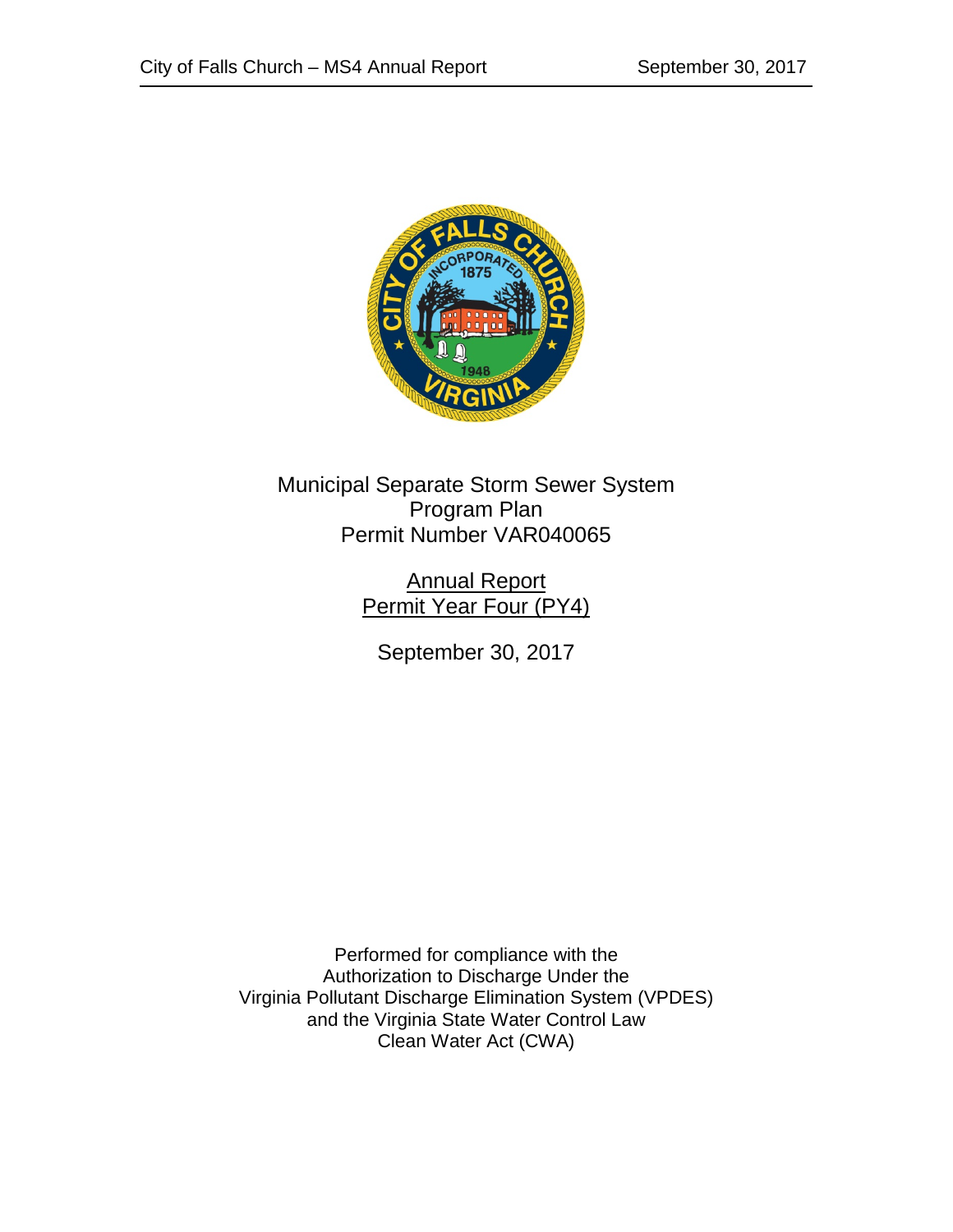Municipal Separate Storm Sewer System
Program Plan
Permit Number VAR040065

Annual Report
Permit Year Four (PY4)

September 30, 2017

Performed for compliance with the
Authorization to Discharge Under the
Virginia Pollutant Discharge Elimination System (VPDES)
and the Virginia State Water Control Law
Clean Water Act (CWA)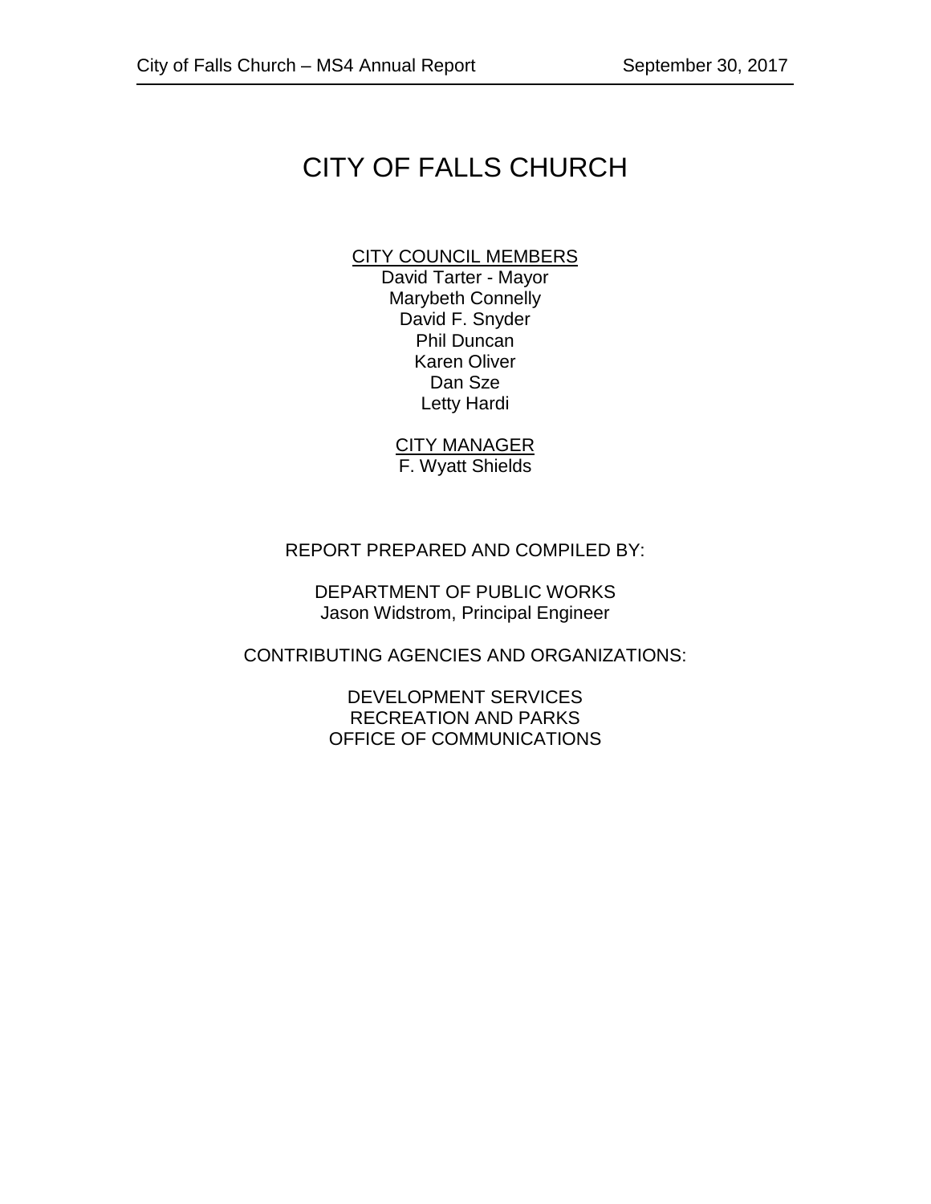# CITY OF FALLS CHURCH

CITY COUNCIL MEMBERS

David Tarter - Mayor
Marybeth Connelly
David F. Snyder
Phil Duncan
Karen Oliver
Dan Sze
Letty Hardi

CITY MANAGER

F. Wyatt Shields

REPORT PREPARED AND COMPILED BY:

DEPARTMENT OF PUBLIC WORKS
Jason Widstrom, Principal Engineer

CONTRIBUTING AGENCIES AND ORGANIZATIONS:

DEVELOPMENT SERVICES
RECREATION AND PARKS
OFFICE OF COMMUNICATIONS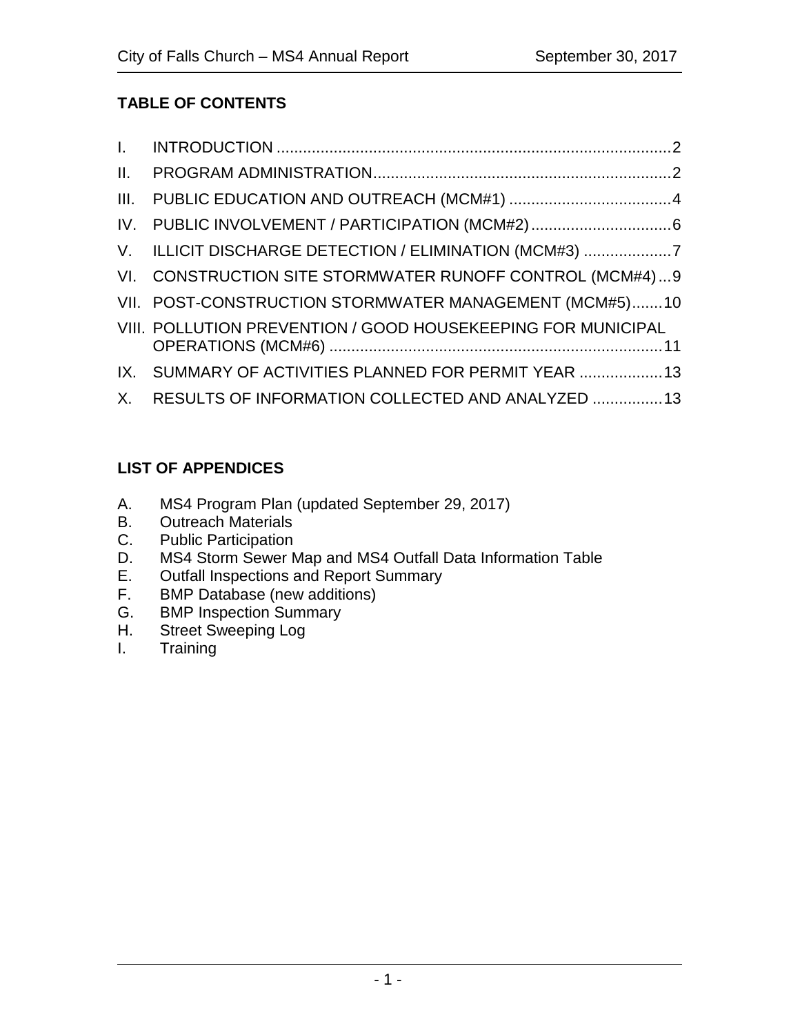## TABLE OF CONTENTS

| | | |
|---|---|---|
| I. | INTRODUCTION | 2 |
| II. | PROGRAM ADMINISTRATION | 2 |
| III. | PUBLIC EDUCATION AND OUTREACH (MCM#1) | 4 |
| IV. | PUBLIC INVOLVEMENT / PARTICIPATION (MCM#2) | 6 |
| V. | ILLICIT DISCHARGE DETECTION / ELIMINATION (MCM#3) | 7 |
| VI. | CONSTRUCTION SITE STORMWATER RUNOFF CONTROL (MCM#4) | 9 |
| VII. | POST-CONSTRUCTION STORMWATER MANAGEMENT (MCM#5) | 10 |
| VIII. | POLLUTION PREVENTION / GOOD HOUSEKEEPING FOR MUNICIPAL OPERATIONS (MCM#6) | 11 |
| IX. | SUMMARY OF ACTIVITIES PLANNED FOR PERMIT YEAR | 13 |
| X. | RESULTS OF INFORMATION COLLECTED AND ANALYZED | 13 |

## LIST OF APPENDICES

A. MS4 Program Plan (updated September 29, 2017)
B. Outreach Materials
C. Public Participation
D. MS4 Storm Sewer Map and MS4 Outfall Data Information Table
E. Outfall Inspections and Report Summary
F. BMP Database (new additions)
G. BMP Inspection Summary
H. Street Sweeping Log
I. Training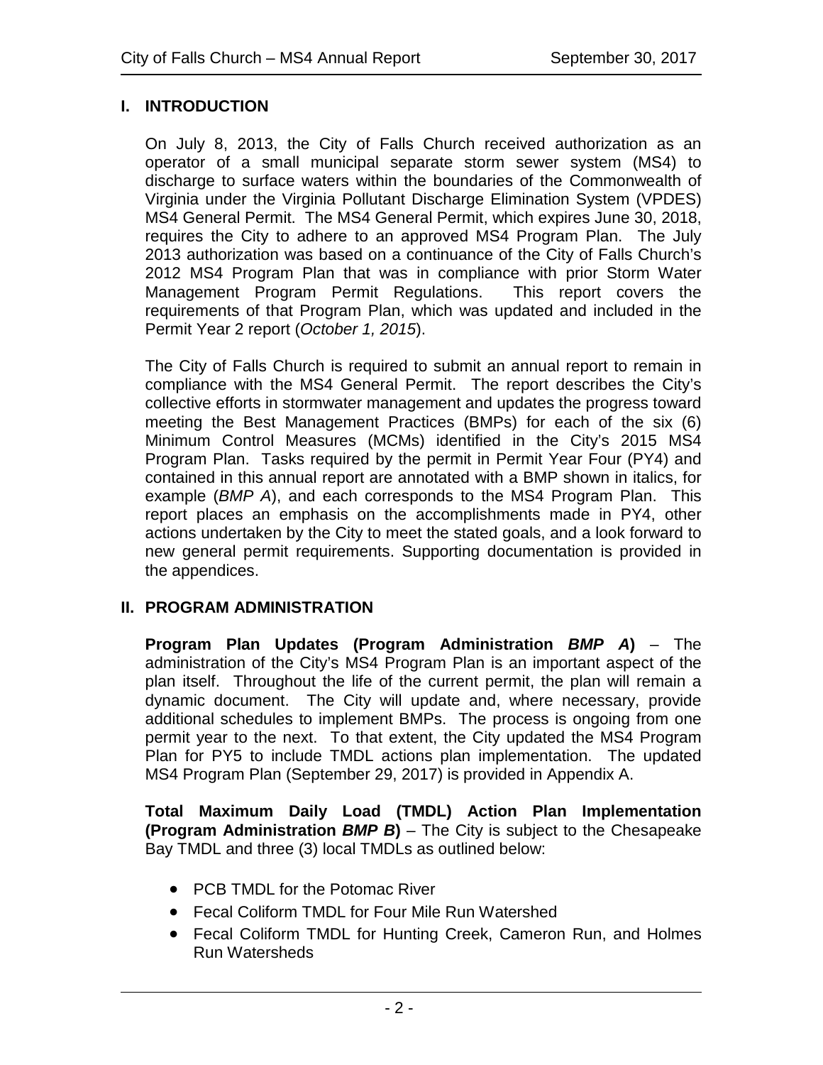## I. INTRODUCTION

On July 8, 2013, the City of Falls Church received authorization as an operator of a small municipal separate storm sewer system (MS4) to discharge to surface waters within the boundaries of the Commonwealth of Virginia under the Virginia Pollutant Discharge Elimination System (VPDES) MS4 General Permit. The MS4 General Permit, which expires June 30, 2018, requires the City to adhere to an approved MS4 Program Plan. The July 2013 authorization was based on a continuance of the City of Falls Church's 2012 MS4 Program Plan that was in compliance with prior Storm Water Management Program Permit Regulations. This report covers the requirements of that Program Plan, which was updated and included in the Permit Year 2 report (*October 1, 2015*).

The City of Falls Church is required to submit an annual report to remain in compliance with the MS4 General Permit. The report describes the City's collective efforts in stormwater management and updates the progress toward meeting the Best Management Practices (BMPs) for each of the six (6) Minimum Control Measures (MCMs) identified in the City's 2015 MS4 Program Plan. Tasks required by the permit in Permit Year Four (PY4) and contained in this annual report are annotated with a BMP shown in italics, for example (*BMP A*), and each corresponds to the MS4 Program Plan. This report places an emphasis on the accomplishments made in PY4, other actions undertaken by the City to meet the stated goals, and a look forward to new general permit requirements. Supporting documentation is provided in the appendices.

## II. PROGRAM ADMINISTRATION

**Program Plan Updates (Program Administration *BMP A*)** – The administration of the City's MS4 Program Plan is an important aspect of the plan itself. Throughout the life of the current permit, the plan will remain a dynamic document. The City will update and, where necessary, provide additional schedules to implement BMPs. The process is ongoing from one permit year to the next. To that extent, the City updated the MS4 Program Plan for PY5 to include TMDL actions plan implementation. The updated MS4 Program Plan (September 29, 2017) is provided in Appendix A.

**Total Maximum Daily Load (TMDL) Action Plan Implementation (Program Administration *BMP B*)** – The City is subject to the Chesapeake Bay TMDL and three (3) local TMDLs as outlined below:

- PCB TMDL for the Potomac River
- Fecal Coliform TMDL for Four Mile Run Watershed
- Fecal Coliform TMDL for Hunting Creek, Cameron Run, and Holmes Run Watersheds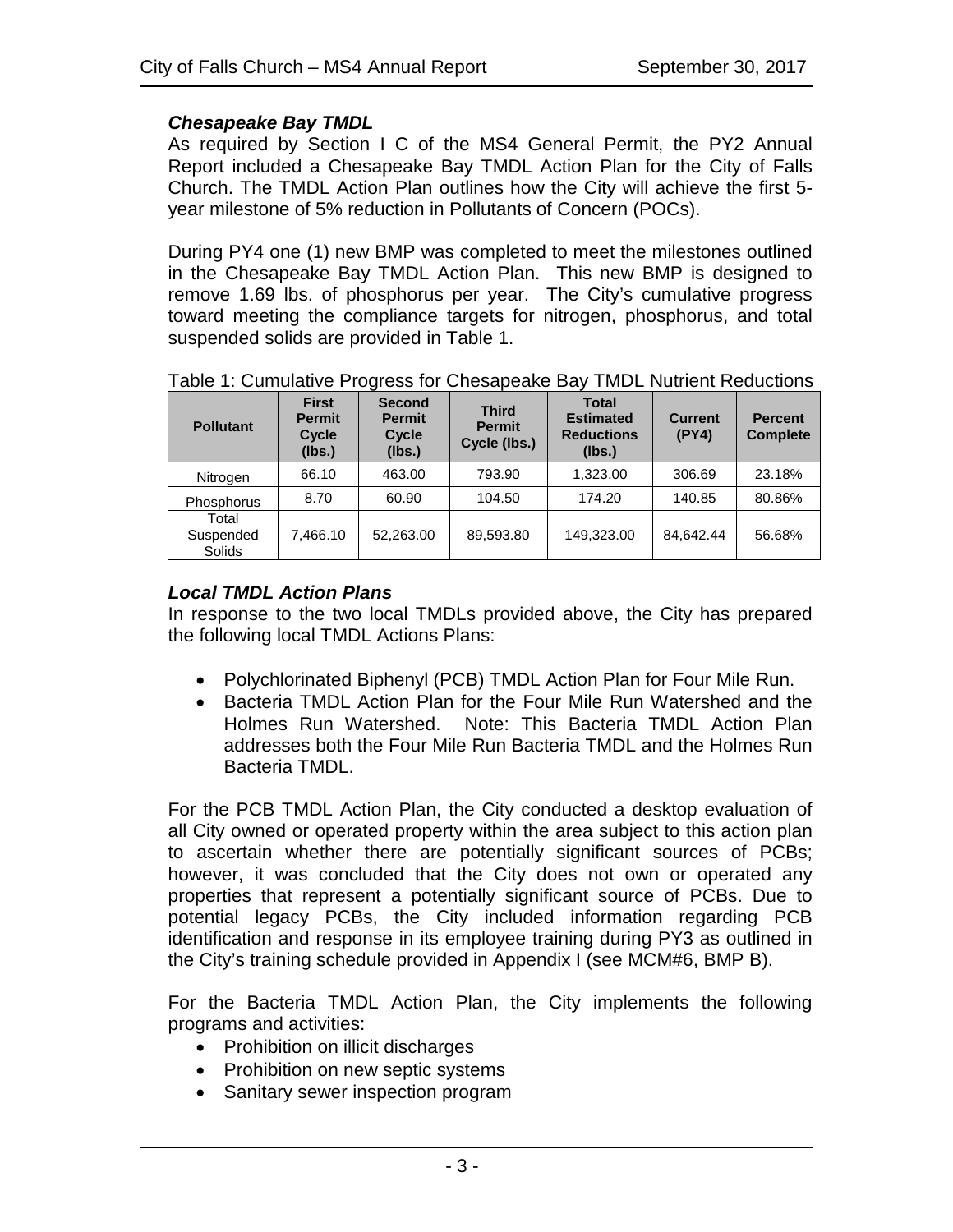### *Chesapeake Bay TMDL*

As required by Section I C of the MS4 General Permit, the PY2 Annual Report included a Chesapeake Bay TMDL Action Plan for the City of Falls Church. The TMDL Action Plan outlines how the City will achieve the first 5-year milestone of 5% reduction in Pollutants of Concern (POCs).

During PY4 one (1) new BMP was completed to meet the milestones outlined in the Chesapeake Bay TMDL Action Plan. This new BMP is designed to remove 1.69 lbs. of phosphorus per year. The City's cumulative progress toward meeting the compliance targets for nitrogen, phosphorus, and total suspended solids are provided in Table 1.

Table 1: Cumulative Progress for Chesapeake Bay TMDL Nutrient Reductions

| Pollutant | First Permit Cycle (lbs.) | Second Permit Cycle (lbs.) | Third Permit Cycle (lbs.) | Total Estimated Reductions (lbs.) | Current (PY4) | Percent Complete |
|---|---|---|---|---|---|---|
| Nitrogen | 66.10 | 463.00 | 793.90 | 1,323.00 | 306.69 | 23.18% |
| Phosphorus | 8.70 | 60.90 | 104.50 | 174.20 | 140.85 | 80.86% |
| Total Suspended Solids | 7,466.10 | 52,263.00 | 89,593.80 | 149,323.00 | 84,642.44 | 56.68% |

### *Local TMDL Action Plans*

In response to the two local TMDLs provided above, the City has prepared the following local TMDL Actions Plans:

- Polychlorinated Biphenyl (PCB) TMDL Action Plan for Four Mile Run.
- Bacteria TMDL Action Plan for the Four Mile Run Watershed and the Holmes Run Watershed. Note: This Bacteria TMDL Action Plan addresses both the Four Mile Run Bacteria TMDL and the Holmes Run Bacteria TMDL.

For the PCB TMDL Action Plan, the City conducted a desktop evaluation of all City owned or operated property within the area subject to this action plan to ascertain whether there are potentially significant sources of PCBs; however, it was concluded that the City does not own or operated any properties that represent a potentially significant source of PCBs. Due to potential legacy PCBs, the City included information regarding PCB identification and response in its employee training during PY3 as outlined in the City's training schedule provided in Appendix I (see MCM#6, BMP B).

For the Bacteria TMDL Action Plan, the City implements the following programs and activities:

- Prohibition on illicit discharges
- Prohibition on new septic systems
- Sanitary sewer inspection program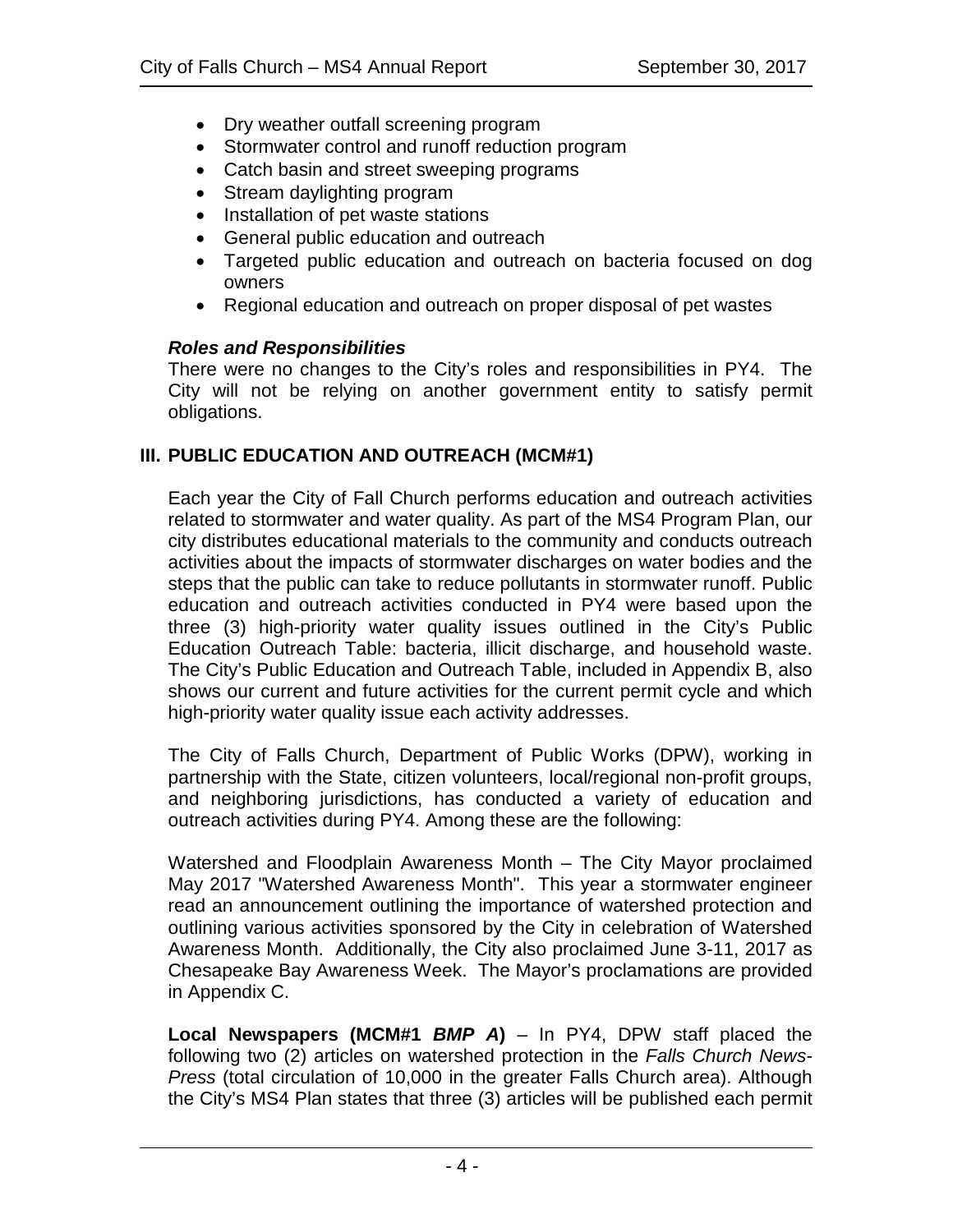- Dry weather outfall screening program
- Stormwater control and runoff reduction program
- Catch basin and street sweeping programs
- Stream daylighting program
- Installation of pet waste stations
- General public education and outreach
- Targeted public education and outreach on bacteria focused on dog owners
- Regional education and outreach on proper disposal of pet wastes

***Roles and Responsibilities***

There were no changes to the City's roles and responsibilities in PY4. The City will not be relying on another government entity to satisfy permit obligations.

## III. PUBLIC EDUCATION AND OUTREACH (MCM#1)

Each year the City of Fall Church performs education and outreach activities related to stormwater and water quality. As part of the MS4 Program Plan, our city distributes educational materials to the community and conducts outreach activities about the impacts of stormwater discharges on water bodies and the steps that the public can take to reduce pollutants in stormwater runoff. Public education and outreach activities conducted in PY4 were based upon the three (3) high-priority water quality issues outlined in the City's Public Education Outreach Table: bacteria, illicit discharge, and household waste. The City's Public Education and Outreach Table, included in Appendix B, also shows our current and future activities for the current permit cycle and which high-priority water quality issue each activity addresses.

The City of Falls Church, Department of Public Works (DPW), working in partnership with the State, citizen volunteers, local/regional non-profit groups, and neighboring jurisdictions, has conducted a variety of education and outreach activities during PY4. Among these are the following:

Watershed and Floodplain Awareness Month – The City Mayor proclaimed May 2017 "Watershed Awareness Month". This year a stormwater engineer read an announcement outlining the importance of watershed protection and outlining various activities sponsored by the City in celebration of Watershed Awareness Month. Additionally, the City also proclaimed June 3-11, 2017 as Chesapeake Bay Awareness Week. The Mayor's proclamations are provided in Appendix C.

**Local Newspapers (MCM#1 *BMP A*)** – In PY4, DPW staff placed the following two (2) articles on watershed protection in the *Falls Church News-Press* (total circulation of 10,000 in the greater Falls Church area). Although the City's MS4 Plan states that three (3) articles will be published each permit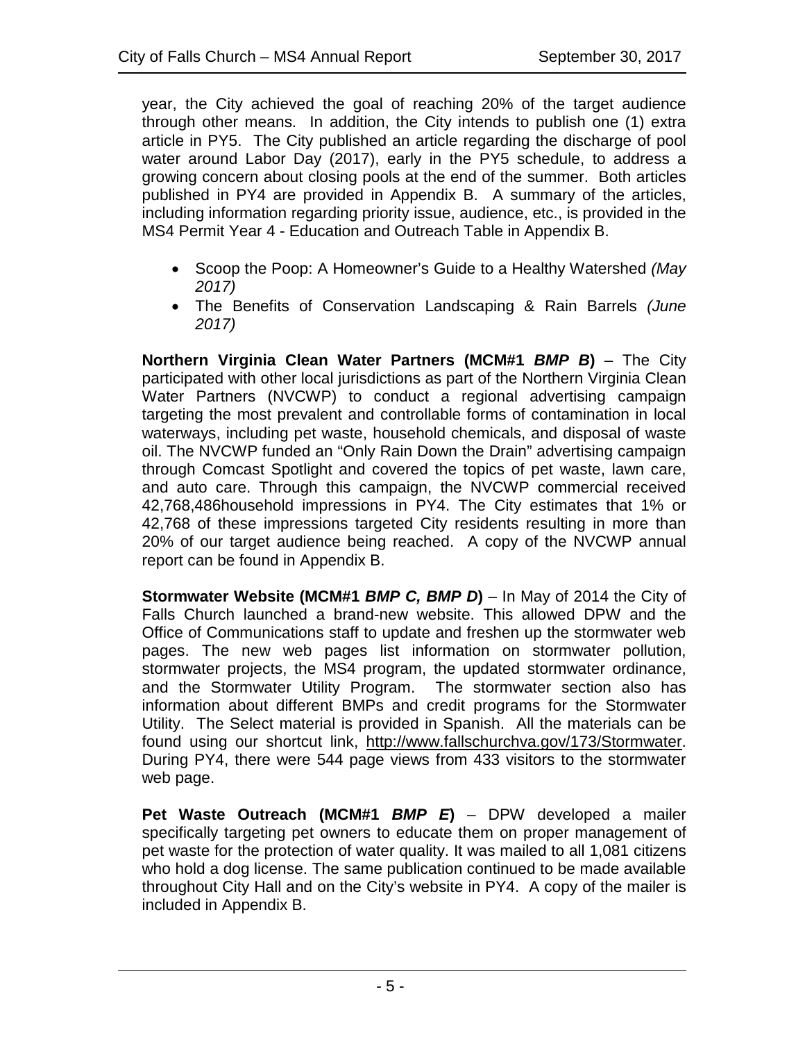year, the City achieved the goal of reaching 20% of the target audience through other means. In addition, the City intends to publish one (1) extra article in PY5. The City published an article regarding the discharge of pool water around Labor Day (2017), early in the PY5 schedule, to address a growing concern about closing pools at the end of the summer. Both articles published in PY4 are provided in Appendix B. A summary of the articles, including information regarding priority issue, audience, etc., is provided in the MS4 Permit Year 4 - Education and Outreach Table in Appendix B.

- Scoop the Poop: A Homeowner's Guide to a Healthy Watershed *(May 2017)*
- The Benefits of Conservation Landscaping & Rain Barrels *(June 2017)*

**Northern Virginia Clean Water Partners (MCM#1 *BMP B*)** – The City participated with other local jurisdictions as part of the Northern Virginia Clean Water Partners (NVCWP) to conduct a regional advertising campaign targeting the most prevalent and controllable forms of contamination in local waterways, including pet waste, household chemicals, and disposal of waste oil. The NVCWP funded an "Only Rain Down the Drain" advertising campaign through Comcast Spotlight and covered the topics of pet waste, lawn care, and auto care. Through this campaign, the NVCWP commercial received 42,768,486household impressions in PY4. The City estimates that 1% or 42,768 of these impressions targeted City residents resulting in more than 20% of our target audience being reached. A copy of the NVCWP annual report can be found in Appendix B.

**Stormwater Website (MCM#1 *BMP C, BMP D*)** – In May of 2014 the City of Falls Church launched a brand-new website. This allowed DPW and the Office of Communications staff to update and freshen up the stormwater web pages. The new web pages list information on stormwater pollution, stormwater projects, the MS4 program, the updated stormwater ordinance, and the Stormwater Utility Program. The stormwater section also has information about different BMPs and credit programs for the Stormwater Utility. The Select material is provided in Spanish. All the materials can be found using our shortcut link, http://www.fallschurchva.gov/173/Stormwater. During PY4, there were 544 page views from 433 visitors to the stormwater web page.

**Pet Waste Outreach (MCM#1 *BMP E*)** – DPW developed a mailer specifically targeting pet owners to educate them on proper management of pet waste for the protection of water quality. It was mailed to all 1,081 citizens who hold a dog license. The same publication continued to be made available throughout City Hall and on the City's website in PY4. A copy of the mailer is included in Appendix B.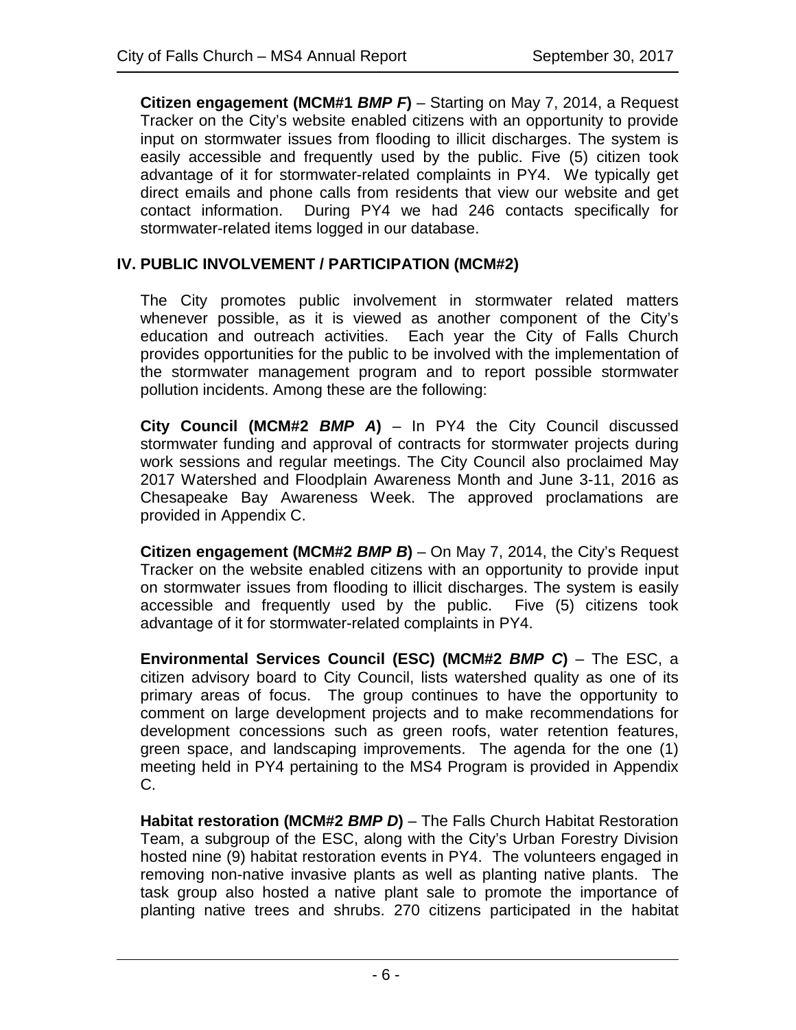**Citizen engagement (MCM#1 *BMP F*)** – Starting on May 7, 2014, a Request Tracker on the City's website enabled citizens with an opportunity to provide input on stormwater issues from flooding to illicit discharges. The system is easily accessible and frequently used by the public. Five (5) citizen took advantage of it for stormwater-related complaints in PY4. We typically get direct emails and phone calls from residents that view our website and get contact information. During PY4 we had 246 contacts specifically for stormwater-related items logged in our database.

## IV. PUBLIC INVOLVEMENT / PARTICIPATION (MCM#2)

The City promotes public involvement in stormwater related matters whenever possible, as it is viewed as another component of the City's education and outreach activities. Each year the City of Falls Church provides opportunities for the public to be involved with the implementation of the stormwater management program and to report possible stormwater pollution incidents. Among these are the following:

**City Council (MCM#2 *BMP A*)** – In PY4 the City Council discussed stormwater funding and approval of contracts for stormwater projects during work sessions and regular meetings. The City Council also proclaimed May 2017 Watershed and Floodplain Awareness Month and June 3-11, 2016 as Chesapeake Bay Awareness Week. The approved proclamations are provided in Appendix C.

**Citizen engagement (MCM#2 *BMP B*)** – On May 7, 2014, the City's Request Tracker on the website enabled citizens with an opportunity to provide input on stormwater issues from flooding to illicit discharges. The system is easily accessible and frequently used by the public. Five (5) citizens took advantage of it for stormwater-related complaints in PY4.

**Environmental Services Council (ESC) (MCM#2 *BMP C*)** – The ESC, a citizen advisory board to City Council, lists watershed quality as one of its primary areas of focus. The group continues to have the opportunity to comment on large development projects and to make recommendations for development concessions such as green roofs, water retention features, green space, and landscaping improvements. The agenda for the one (1) meeting held in PY4 pertaining to the MS4 Program is provided in Appendix C.

**Habitat restoration (MCM#2 *BMP D*)** – The Falls Church Habitat Restoration Team, a subgroup of the ESC, along with the City's Urban Forestry Division hosted nine (9) habitat restoration events in PY4. The volunteers engaged in removing non-native invasive plants as well as planting native plants. The task group also hosted a native plant sale to promote the importance of planting native trees and shrubs. 270 citizens participated in the habitat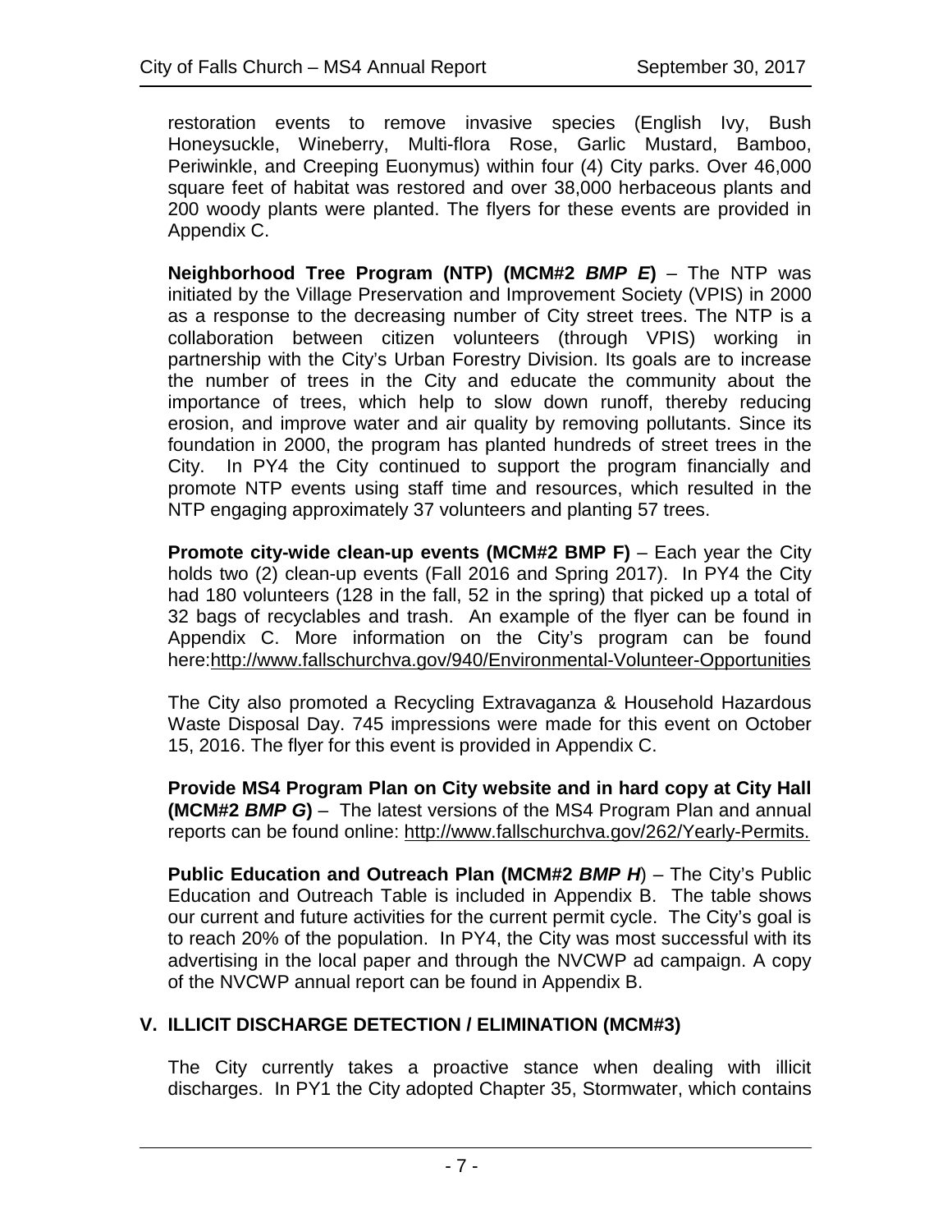restoration events to remove invasive species (English Ivy, Bush Honeysuckle, Wineberry, Multi-flora Rose, Garlic Mustard, Bamboo, Periwinkle, and Creeping Euonymus) within four (4) City parks. Over 46,000 square feet of habitat was restored and over 38,000 herbaceous plants and 200 woody plants were planted. The flyers for these events are provided in Appendix C.

**Neighborhood Tree Program (NTP) (MCM#2 *BMP E*)** – The NTP was initiated by the Village Preservation and Improvement Society (VPIS) in 2000 as a response to the decreasing number of City street trees. The NTP is a collaboration between citizen volunteers (through VPIS) working in partnership with the City's Urban Forestry Division. Its goals are to increase the number of trees in the City and educate the community about the importance of trees, which help to slow down runoff, thereby reducing erosion, and improve water and air quality by removing pollutants. Since its foundation in 2000, the program has planted hundreds of street trees in the City. In PY4 the City continued to support the program financially and promote NTP events using staff time and resources, which resulted in the NTP engaging approximately 37 volunteers and planting 57 trees.

**Promote city-wide clean-up events (MCM#2 BMP F)** – Each year the City holds two (2) clean-up events (Fall 2016 and Spring 2017). In PY4 the City had 180 volunteers (128 in the fall, 52 in the spring) that picked up a total of 32 bags of recyclables and trash. An example of the flyer can be found in Appendix C. More information on the City's program can be found here:http://www.fallschurchva.gov/940/Environmental-Volunteer-Opportunities

The City also promoted a Recycling Extravaganza & Household Hazardous Waste Disposal Day. 745 impressions were made for this event on October 15, 2016. The flyer for this event is provided in Appendix C.

**Provide MS4 Program Plan on City website and in hard copy at City Hall (MCM#2 *BMP G*)** – The latest versions of the MS4 Program Plan and annual reports can be found online: http://www.fallschurchva.gov/262/Yearly-Permits.

**Public Education and Outreach Plan (MCM#2 *BMP H*)** – The City's Public Education and Outreach Table is included in Appendix B. The table shows our current and future activities for the current permit cycle. The City's goal is to reach 20% of the population. In PY4, the City was most successful with its advertising in the local paper and through the NVCWP ad campaign. A copy of the NVCWP annual report can be found in Appendix B.

## V. ILLICIT DISCHARGE DETECTION / ELIMINATION (MCM#3)

The City currently takes a proactive stance when dealing with illicit discharges. In PY1 the City adopted Chapter 35, Stormwater, which contains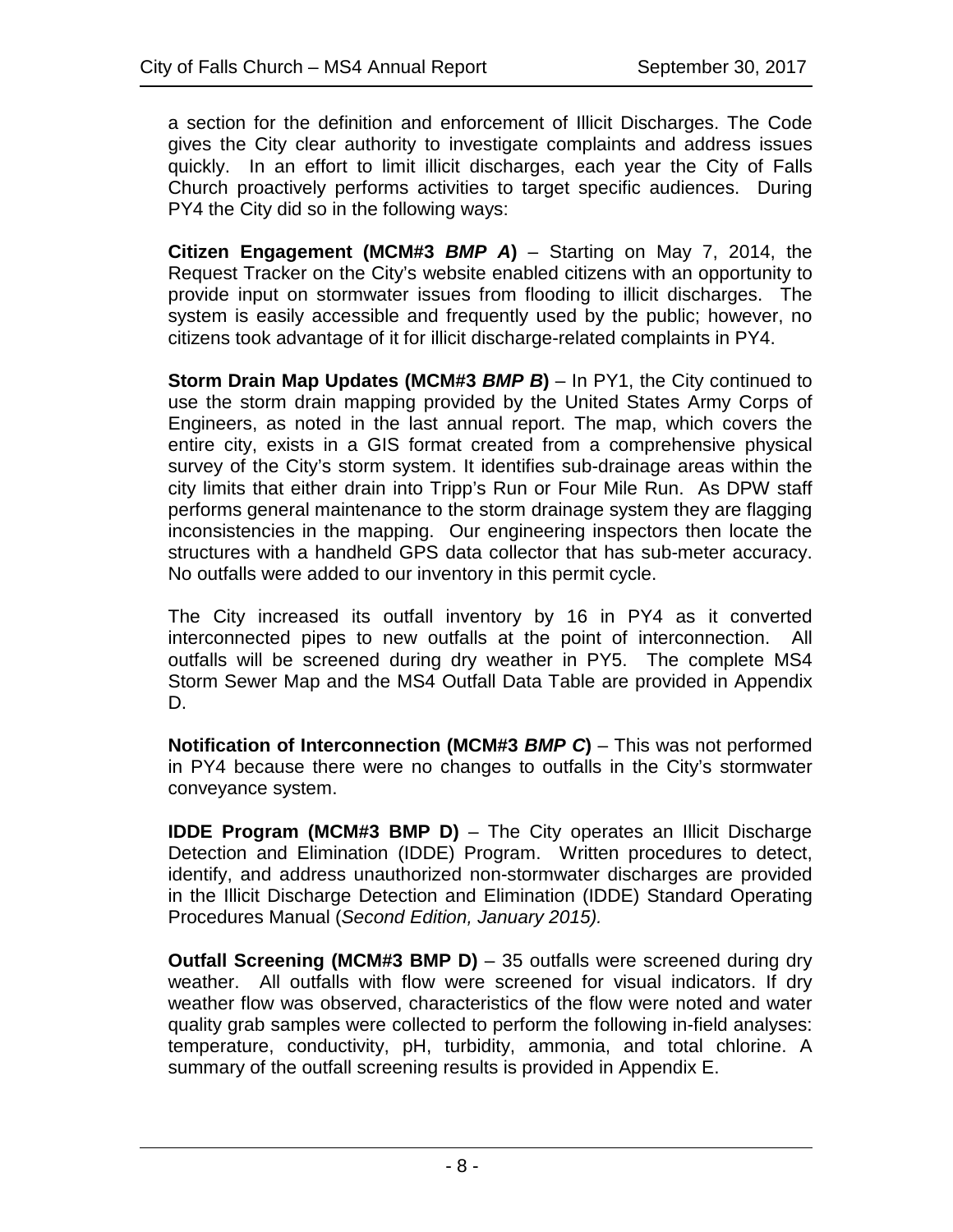a section for the definition and enforcement of Illicit Discharges. The Code gives the City clear authority to investigate complaints and address issues quickly. In an effort to limit illicit discharges, each year the City of Falls Church proactively performs activities to target specific audiences. During PY4 the City did so in the following ways:

**Citizen Engagement (MCM#3 *BMP A*)** – Starting on May 7, 2014, the Request Tracker on the City's website enabled citizens with an opportunity to provide input on stormwater issues from flooding to illicit discharges. The system is easily accessible and frequently used by the public; however, no citizens took advantage of it for illicit discharge-related complaints in PY4.

**Storm Drain Map Updates (MCM#3 *BMP B*)** – In PY1, the City continued to use the storm drain mapping provided by the United States Army Corps of Engineers, as noted in the last annual report. The map, which covers the entire city, exists in a GIS format created from a comprehensive physical survey of the City's storm system. It identifies sub-drainage areas within the city limits that either drain into Tripp's Run or Four Mile Run. As DPW staff performs general maintenance to the storm drainage system they are flagging inconsistencies in the mapping. Our engineering inspectors then locate the structures with a handheld GPS data collector that has sub-meter accuracy. No outfalls were added to our inventory in this permit cycle.

The City increased its outfall inventory by 16 in PY4 as it converted interconnected pipes to new outfalls at the point of interconnection. All outfalls will be screened during dry weather in PY5. The complete MS4 Storm Sewer Map and the MS4 Outfall Data Table are provided in Appendix D.

**Notification of Interconnection (MCM#3 *BMP C*)** – This was not performed in PY4 because there were no changes to outfalls in the City's stormwater conveyance system.

**IDDE Program (MCM#3 BMP D)** – The City operates an Illicit Discharge Detection and Elimination (IDDE) Program. Written procedures to detect, identify, and address unauthorized non-stormwater discharges are provided in the Illicit Discharge Detection and Elimination (IDDE) Standard Operating Procedures Manual (*Second Edition, January 2015).*

**Outfall Screening (MCM#3 BMP D)** – 35 outfalls were screened during dry weather. All outfalls with flow were screened for visual indicators. If dry weather flow was observed, characteristics of the flow were noted and water quality grab samples were collected to perform the following in-field analyses: temperature, conductivity, pH, turbidity, ammonia, and total chlorine. A summary of the outfall screening results is provided in Appendix E.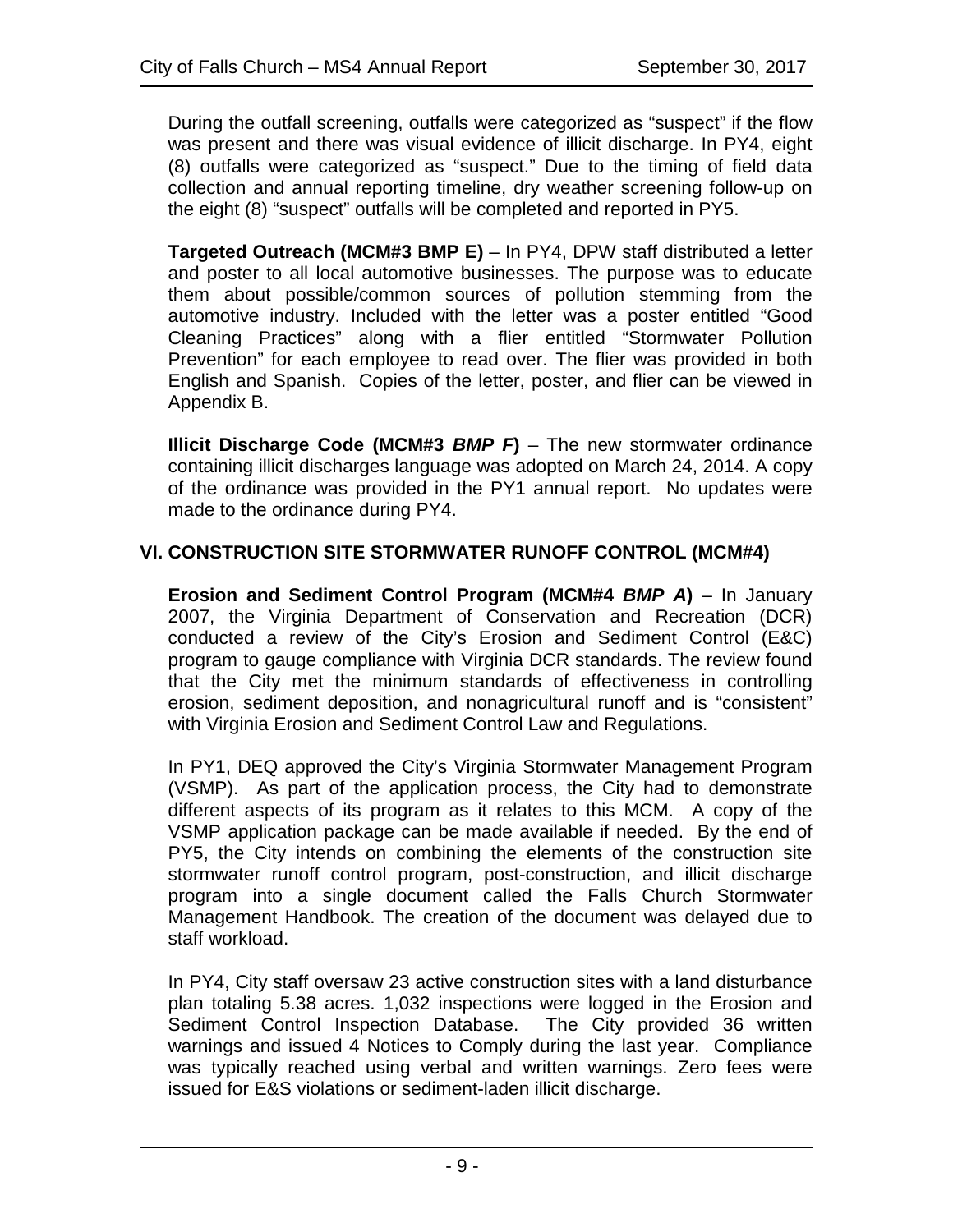During the outfall screening, outfalls were categorized as "suspect" if the flow was present and there was visual evidence of illicit discharge. In PY4, eight (8) outfalls were categorized as "suspect." Due to the timing of field data collection and annual reporting timeline, dry weather screening follow-up on the eight (8) "suspect" outfalls will be completed and reported in PY5.

**Targeted Outreach (MCM#3 BMP E)** – In PY4, DPW staff distributed a letter and poster to all local automotive businesses. The purpose was to educate them about possible/common sources of pollution stemming from the automotive industry. Included with the letter was a poster entitled "Good Cleaning Practices" along with a flier entitled "Stormwater Pollution Prevention" for each employee to read over. The flier was provided in both English and Spanish. Copies of the letter, poster, and flier can be viewed in Appendix B.

**Illicit Discharge Code (MCM#3 *BMP F*)** – The new stormwater ordinance containing illicit discharges language was adopted on March 24, 2014. A copy of the ordinance was provided in the PY1 annual report. No updates were made to the ordinance during PY4.

## VI. CONSTRUCTION SITE STORMWATER RUNOFF CONTROL (MCM#4)

**Erosion and Sediment Control Program (MCM#4 *BMP A*)** – In January 2007, the Virginia Department of Conservation and Recreation (DCR) conducted a review of the City's Erosion and Sediment Control (E&C) program to gauge compliance with Virginia DCR standards. The review found that the City met the minimum standards of effectiveness in controlling erosion, sediment deposition, and nonagricultural runoff and is "consistent" with Virginia Erosion and Sediment Control Law and Regulations.

In PY1, DEQ approved the City's Virginia Stormwater Management Program (VSMP). As part of the application process, the City had to demonstrate different aspects of its program as it relates to this MCM. A copy of the VSMP application package can be made available if needed. By the end of PY5, the City intends on combining the elements of the construction site stormwater runoff control program, post-construction, and illicit discharge program into a single document called the Falls Church Stormwater Management Handbook. The creation of the document was delayed due to staff workload.

In PY4, City staff oversaw 23 active construction sites with a land disturbance plan totaling 5.38 acres. 1,032 inspections were logged in the Erosion and Sediment Control Inspection Database. The City provided 36 written warnings and issued 4 Notices to Comply during the last year. Compliance was typically reached using verbal and written warnings. Zero fees were issued for E&S violations or sediment-laden illicit discharge.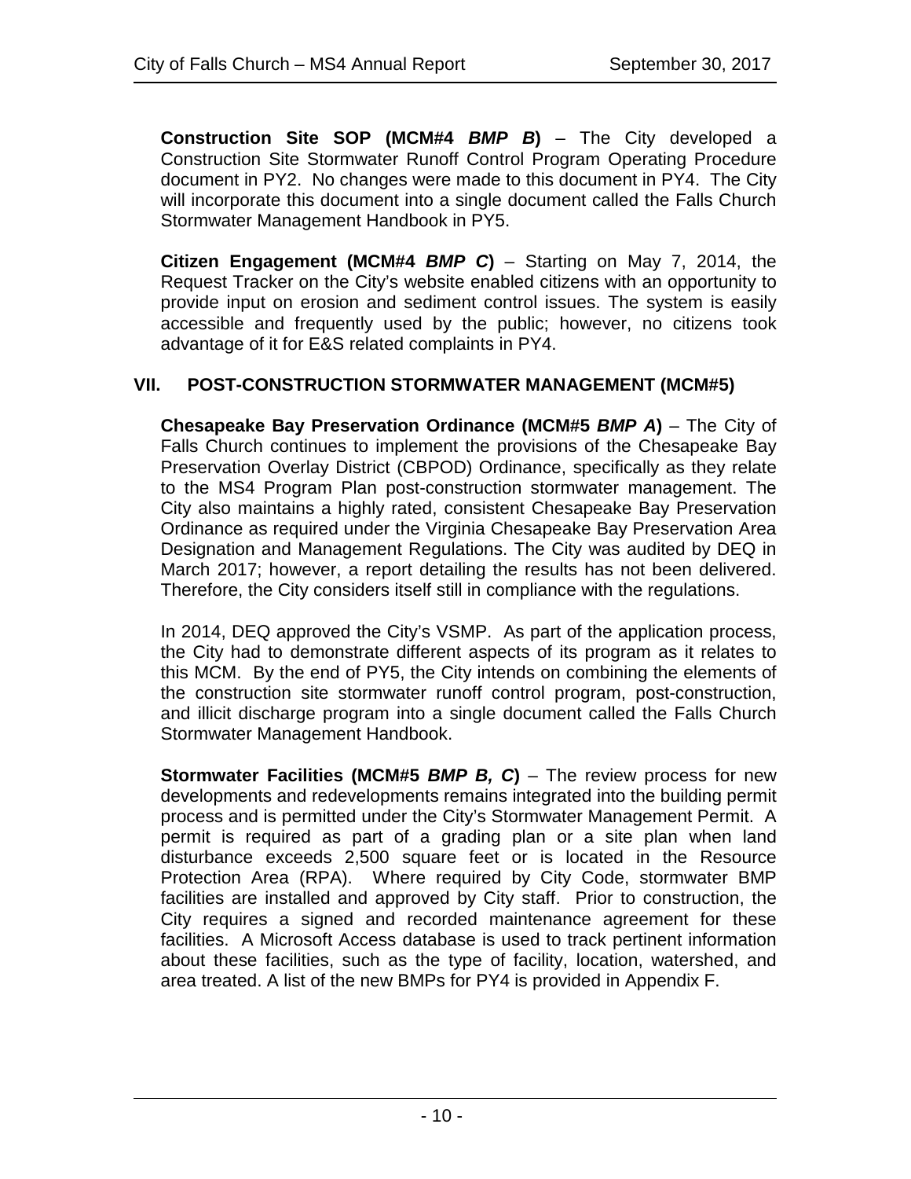**Construction Site SOP (MCM#4 *BMP B*)** – The City developed a Construction Site Stormwater Runoff Control Program Operating Procedure document in PY2. No changes were made to this document in PY4. The City will incorporate this document into a single document called the Falls Church Stormwater Management Handbook in PY5.

**Citizen Engagement (MCM#4 *BMP C*)** – Starting on May 7, 2014, the Request Tracker on the City's website enabled citizens with an opportunity to provide input on erosion and sediment control issues. The system is easily accessible and frequently used by the public; however, no citizens took advantage of it for E&S related complaints in PY4.

## VII. POST-CONSTRUCTION STORMWATER MANAGEMENT (MCM#5)

**Chesapeake Bay Preservation Ordinance (MCM#5 *BMP A*)** – The City of Falls Church continues to implement the provisions of the Chesapeake Bay Preservation Overlay District (CBPOD) Ordinance, specifically as they relate to the MS4 Program Plan post-construction stormwater management. The City also maintains a highly rated, consistent Chesapeake Bay Preservation Ordinance as required under the Virginia Chesapeake Bay Preservation Area Designation and Management Regulations. The City was audited by DEQ in March 2017; however, a report detailing the results has not been delivered. Therefore, the City considers itself still in compliance with the regulations.

In 2014, DEQ approved the City's VSMP. As part of the application process, the City had to demonstrate different aspects of its program as it relates to this MCM. By the end of PY5, the City intends on combining the elements of the construction site stormwater runoff control program, post-construction, and illicit discharge program into a single document called the Falls Church Stormwater Management Handbook.

**Stormwater Facilities (MCM#5 *BMP B, C*)** – The review process for new developments and redevelopments remains integrated into the building permit process and is permitted under the City's Stormwater Management Permit. A permit is required as part of a grading plan or a site plan when land disturbance exceeds 2,500 square feet or is located in the Resource Protection Area (RPA). Where required by City Code, stormwater BMP facilities are installed and approved by City staff. Prior to construction, the City requires a signed and recorded maintenance agreement for these facilities. A Microsoft Access database is used to track pertinent information about these facilities, such as the type of facility, location, watershed, and area treated. A list of the new BMPs for PY4 is provided in Appendix F.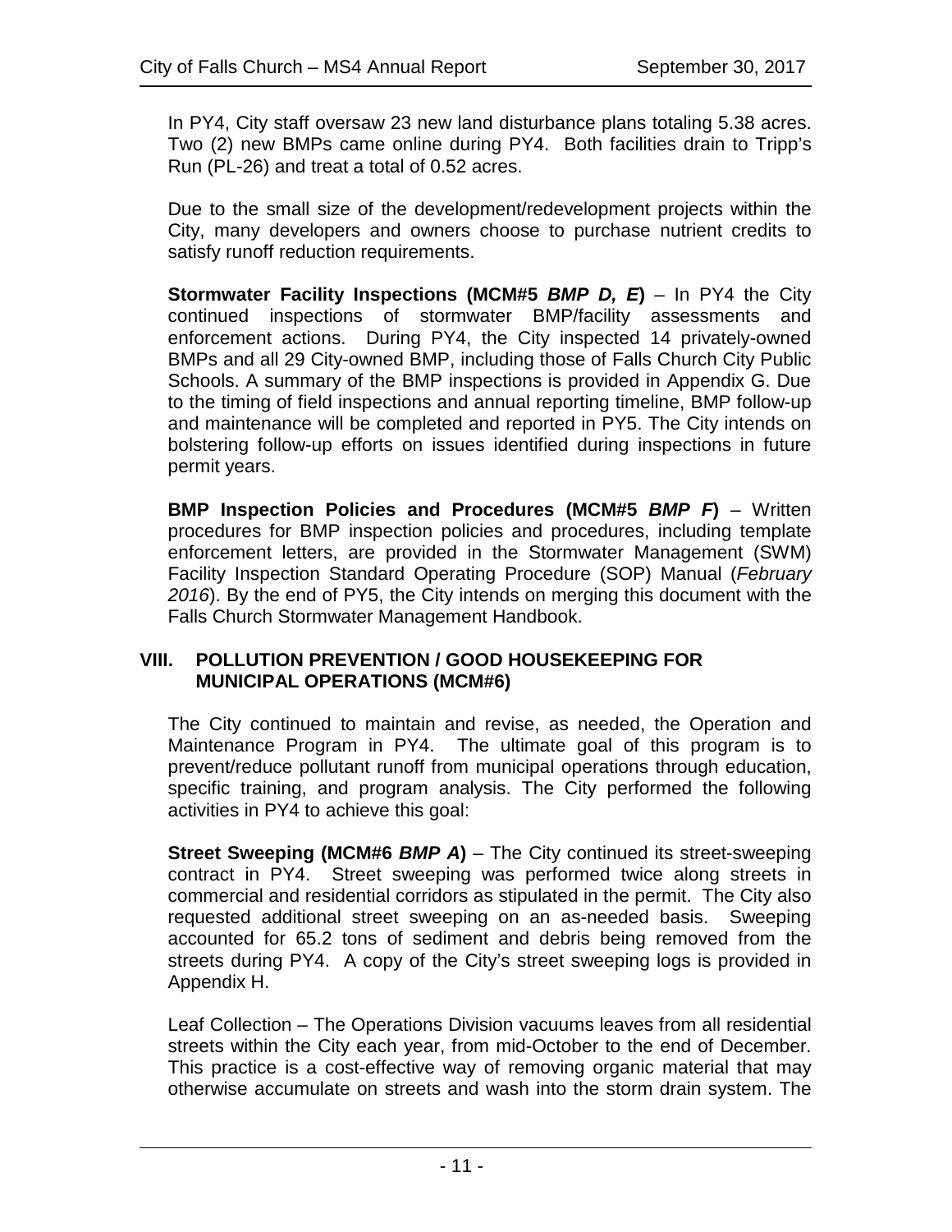In PY4, City staff oversaw 23 new land disturbance plans totaling 5.38 acres. Two (2) new BMPs came online during PY4. Both facilities drain to Tripp's Run (PL-26) and treat a total of 0.52 acres.

Due to the small size of the development/redevelopment projects within the City, many developers and owners choose to purchase nutrient credits to satisfy runoff reduction requirements.

**Stormwater Facility Inspections (MCM#5 *BMP D, E*)** – In PY4 the City continued inspections of stormwater BMP/facility assessments and enforcement actions. During PY4, the City inspected 14 privately-owned BMPs and all 29 City-owned BMP, including those of Falls Church City Public Schools. A summary of the BMP inspections is provided in Appendix G. Due to the timing of field inspections and annual reporting timeline, BMP follow-up and maintenance will be completed and reported in PY5. The City intends on bolstering follow-up efforts on issues identified during inspections in future permit years.

**BMP Inspection Policies and Procedures (MCM#5 *BMP F*)** – Written procedures for BMP inspection policies and procedures, including template enforcement letters, are provided in the Stormwater Management (SWM) Facility Inspection Standard Operating Procedure (SOP) Manual (*February 2016*). By the end of PY5, the City intends on merging this document with the Falls Church Stormwater Management Handbook.

## VIII. POLLUTION PREVENTION / GOOD HOUSEKEEPING FOR MUNICIPAL OPERATIONS (MCM#6)

The City continued to maintain and revise, as needed, the Operation and Maintenance Program in PY4. The ultimate goal of this program is to prevent/reduce pollutant runoff from municipal operations through education, specific training, and program analysis. The City performed the following activities in PY4 to achieve this goal:

**Street Sweeping (MCM#6 *BMP A*)** – The City continued its street-sweeping contract in PY4. Street sweeping was performed twice along streets in commercial and residential corridors as stipulated in the permit. The City also requested additional street sweeping on an as-needed basis. Sweeping accounted for 65.2 tons of sediment and debris being removed from the streets during PY4. A copy of the City's street sweeping logs is provided in Appendix H.

Leaf Collection – The Operations Division vacuums leaves from all residential streets within the City each year, from mid-October to the end of December. This practice is a cost-effective way of removing organic material that may otherwise accumulate on streets and wash into the storm drain system. The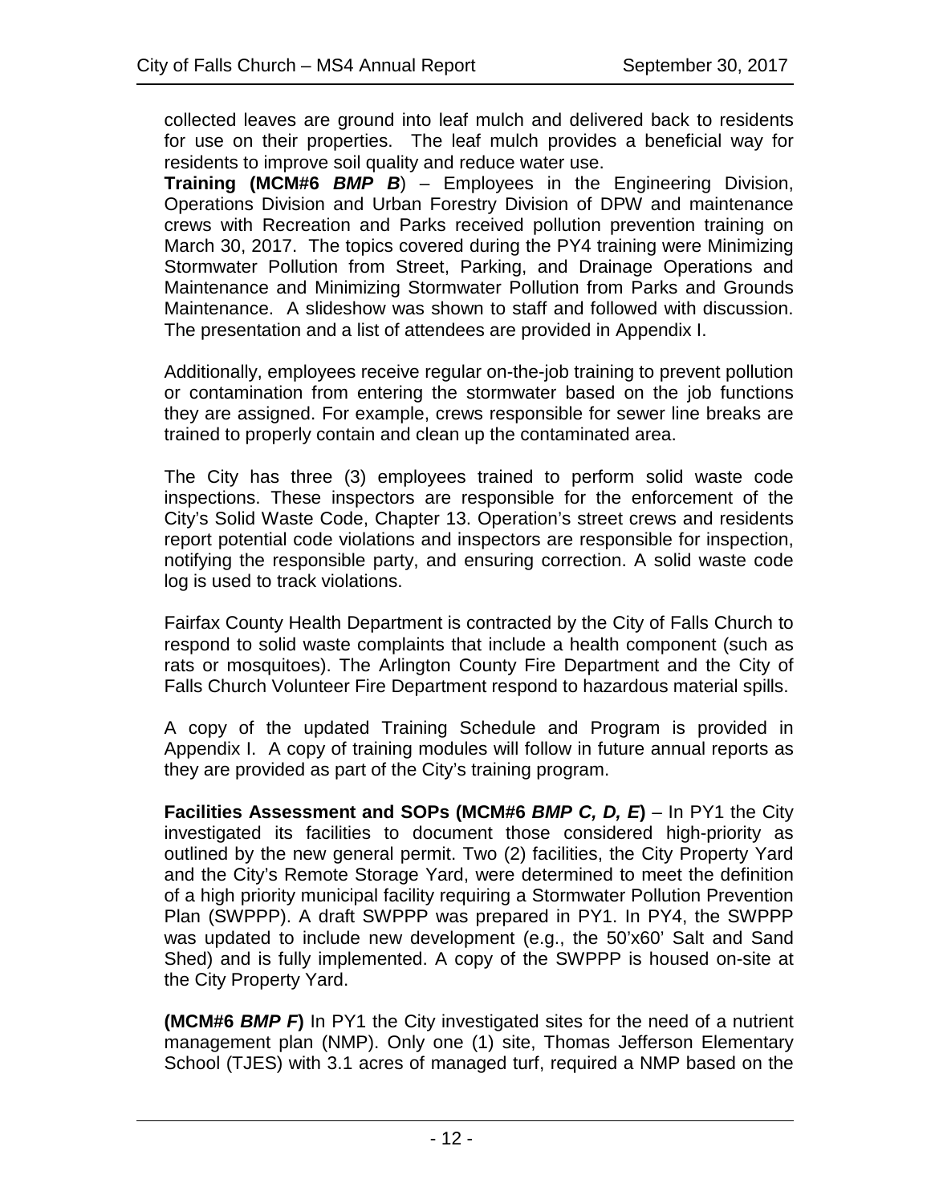collected leaves are ground into leaf mulch and delivered back to residents for use on their properties. The leaf mulch provides a beneficial way for residents to improve soil quality and reduce water use.

**Training (MCM#6 *BMP B*)** – Employees in the Engineering Division, Operations Division and Urban Forestry Division of DPW and maintenance crews with Recreation and Parks received pollution prevention training on March 30, 2017. The topics covered during the PY4 training were Minimizing Stormwater Pollution from Street, Parking, and Drainage Operations and Maintenance and Minimizing Stormwater Pollution from Parks and Grounds Maintenance. A slideshow was shown to staff and followed with discussion. The presentation and a list of attendees are provided in Appendix I.

Additionally, employees receive regular on-the-job training to prevent pollution or contamination from entering the stormwater based on the job functions they are assigned. For example, crews responsible for sewer line breaks are trained to properly contain and clean up the contaminated area.

The City has three (3) employees trained to perform solid waste code inspections. These inspectors are responsible for the enforcement of the City's Solid Waste Code, Chapter 13. Operation's street crews and residents report potential code violations and inspectors are responsible for inspection, notifying the responsible party, and ensuring correction. A solid waste code log is used to track violations.

Fairfax County Health Department is contracted by the City of Falls Church to respond to solid waste complaints that include a health component (such as rats or mosquitoes). The Arlington County Fire Department and the City of Falls Church Volunteer Fire Department respond to hazardous material spills.

A copy of the updated Training Schedule and Program is provided in Appendix I. A copy of training modules will follow in future annual reports as they are provided as part of the City's training program.

**Facilities Assessment and SOPs (MCM#6 *BMP C, D, E*)** – In PY1 the City investigated its facilities to document those considered high-priority as outlined by the new general permit. Two (2) facilities, the City Property Yard and the City's Remote Storage Yard, were determined to meet the definition of a high priority municipal facility requiring a Stormwater Pollution Prevention Plan (SWPPP). A draft SWPPP was prepared in PY1. In PY4, the SWPPP was updated to include new development (e.g., the 50'x60' Salt and Sand Shed) and is fully implemented. A copy of the SWPPP is housed on-site at the City Property Yard.

**(MCM#6 *BMP F*)** In PY1 the City investigated sites for the need of a nutrient management plan (NMP). Only one (1) site, Thomas Jefferson Elementary School (TJES) with 3.1 acres of managed turf, required a NMP based on the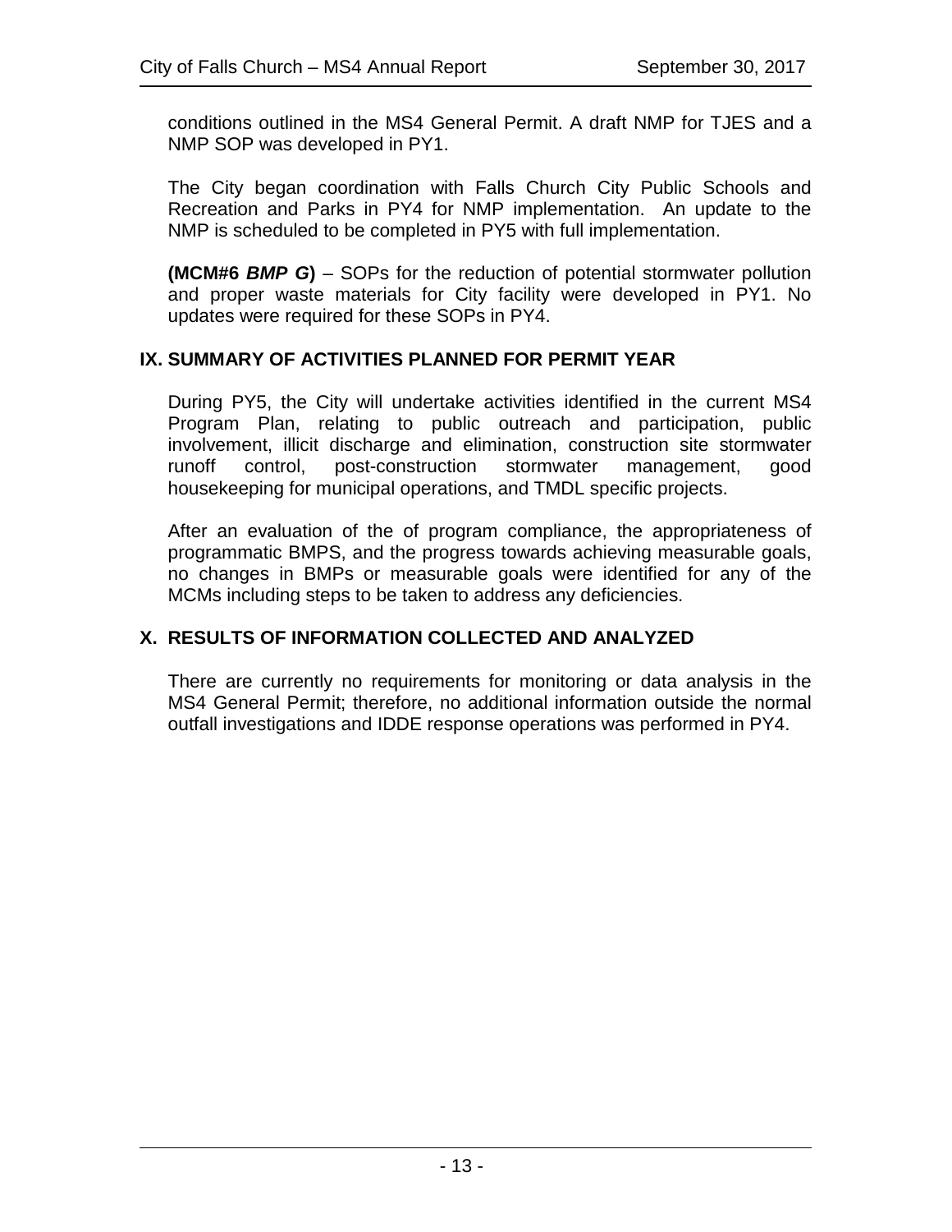conditions outlined in the MS4 General Permit. A draft NMP for TJES and a NMP SOP was developed in PY1.

The City began coordination with Falls Church City Public Schools and Recreation and Parks in PY4 for NMP implementation. An update to the NMP is scheduled to be completed in PY5 with full implementation.

**(MCM#6 *BMP G*)** – SOPs for the reduction of potential stormwater pollution and proper waste materials for City facility were developed in PY1. No updates were required for these SOPs in PY4.

## IX. SUMMARY OF ACTIVITIES PLANNED FOR PERMIT YEAR

During PY5, the City will undertake activities identified in the current MS4 Program Plan, relating to public outreach and participation, public involvement, illicit discharge and elimination, construction site stormwater runoff control, post-construction stormwater management, good housekeeping for municipal operations, and TMDL specific projects.

After an evaluation of the of program compliance, the appropriateness of programmatic BMPS, and the progress towards achieving measurable goals, no changes in BMPs or measurable goals were identified for any of the MCMs including steps to be taken to address any deficiencies.

## X. RESULTS OF INFORMATION COLLECTED AND ANALYZED

There are currently no requirements for monitoring or data analysis in the MS4 General Permit; therefore, no additional information outside the normal outfall investigations and IDDE response operations was performed in PY4.